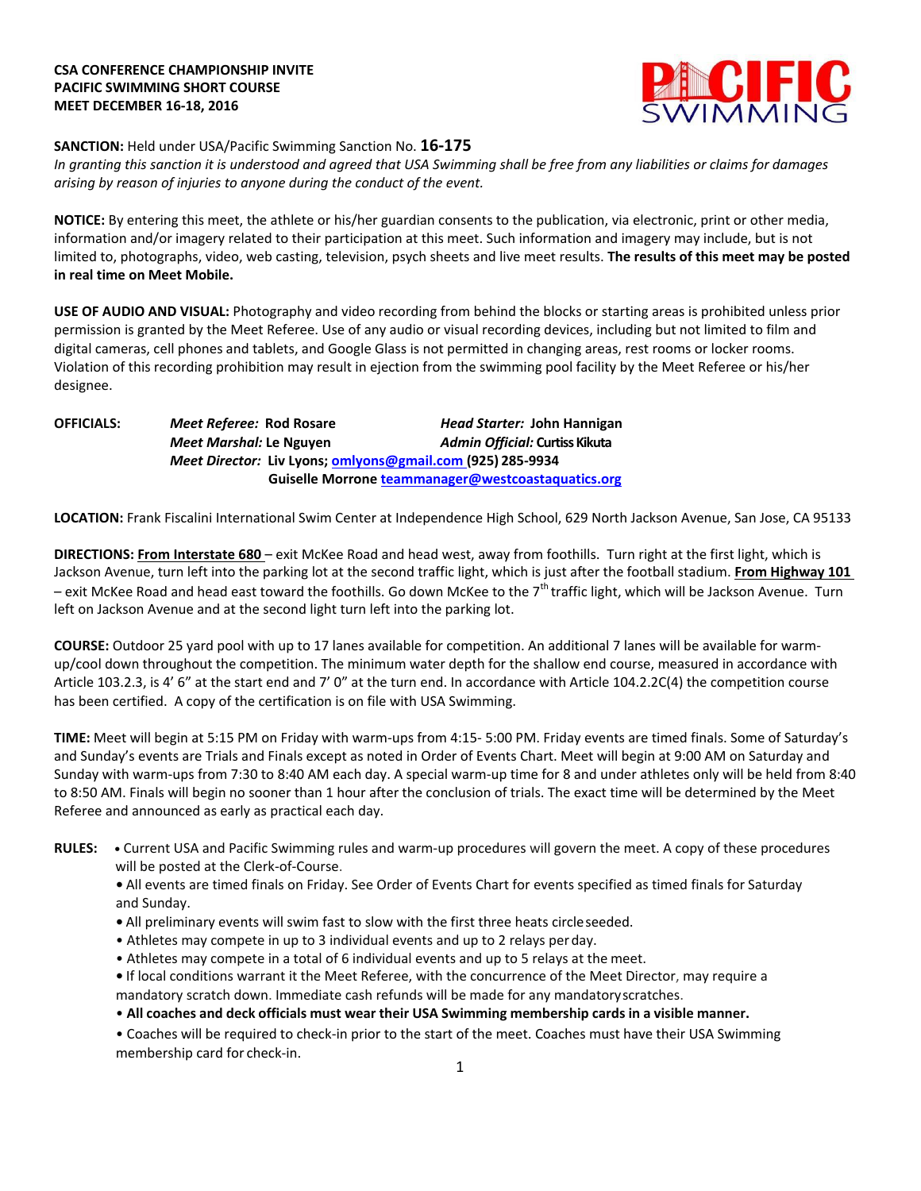**CSA CONFERENCE CHAMPIONSHIP INVITE**
**PACIFIC SWIMMING SHORT COURSE**
**MEET DECEMBER 16-18, 2016**

**SANCTION:** Held under USA/Pacific Swimming Sanction No. **16-175**
*In granting this sanction it is understood and agreed that USA Swimming shall be free from any liabilities or claims for damages arising by reason of injuries to anyone during the conduct of the event.*

**NOTICE:** By entering this meet, the athlete or his/her guardian consents to the publication, via electronic, print or other media, information and/or imagery related to their participation at this meet. Such information and imagery may include, but is not limited to, photographs, video, web casting, television, psych sheets and live meet results. **The results of this meet may be posted in real time on Meet Mobile.**

**USE OF AUDIO AND VISUAL:** Photography and video recording from behind the blocks or starting areas is prohibited unless prior permission is granted by the Meet Referee. Use of any audio or visual recording devices, including but not limited to film and digital cameras, cell phones and tablets, and Google Glass is not permitted in changing areas, rest rooms or locker rooms. Violation of this recording prohibition may result in ejection from the swimming pool facility by the Meet Referee or his/her designee.

**OFFICIALS:** *Meet Referee:* **Rod Rosare** *Head Starter:* **John Hannigan**
*Meet Marshal:* **Le Nguyen** *Admin Official:* **Curtiss Kikuta**
*Meet Director:* **Liv Lyons; omlyons@gmail.com (925) 285-9934**
**Guiselle Morrone teammanager@westcoastaquatics.org**

**LOCATION:** Frank Fiscalini International Swim Center at Independence High School, 629 North Jackson Avenue, San Jose, CA 95133

**DIRECTIONS:** **From Interstate 680** – exit McKee Road and head west, away from foothills. Turn right at the first light, which is Jackson Avenue, turn left into the parking lot at the second traffic light, which is just after the football stadium. **From Highway 101** – exit McKee Road and head east toward the foothills. Go down McKee to the 7th traffic light, which will be Jackson Avenue. Turn left on Jackson Avenue and at the second light turn left into the parking lot.

**COURSE:** Outdoor 25 yard pool with up to 17 lanes available for competition. An additional 7 lanes will be available for warm-up/cool down throughout the competition. The minimum water depth for the shallow end course, measured in accordance with Article 103.2.3, is 4' 6" at the start end and 7' 0" at the turn end. In accordance with Article 104.2.2C(4) the competition course has been certified. A copy of the certification is on file with USA Swimming.

**TIME:** Meet will begin at 5:15 PM on Friday with warm-ups from 4:15- 5:00 PM. Friday events are timed finals. Some of Saturday's and Sunday's events are Trials and Finals except as noted in Order of Events Chart. Meet will begin at 9:00 AM on Saturday and Sunday with warm-ups from 7:30 to 8:40 AM each day. A special warm-up time for 8 and under athletes only will be held from 8:40 to 8:50 AM. Finals will begin no sooner than 1 hour after the conclusion of trials. The exact time will be determined by the Meet Referee and announced as early as practical each day.

**RULES:**
- Current USA and Pacific Swimming rules and warm-up procedures will govern the meet. A copy of these procedures will be posted at the Clerk-of-Course.
- All events are timed finals on Friday. See Order of Events Chart for events specified as timed finals for Saturday and Sunday.
- All preliminary events will swim fast to slow with the first three heats circle seeded.
- Athletes may compete in up to 3 individual events and up to 2 relays per day.
- Athletes may compete in a total of 6 individual events and up to 5 relays at the meet.
- If local conditions warrant it the Meet Referee, with the concurrence of the Meet Director, may require a mandatory scratch down. Immediate cash refunds will be made for any mandatory scratches.
- **All coaches and deck officials must wear their USA Swimming membership cards in a visible manner.**
- Coaches will be required to check-in prior to the start of the meet. Coaches must have their USA Swimming membership card for check-in.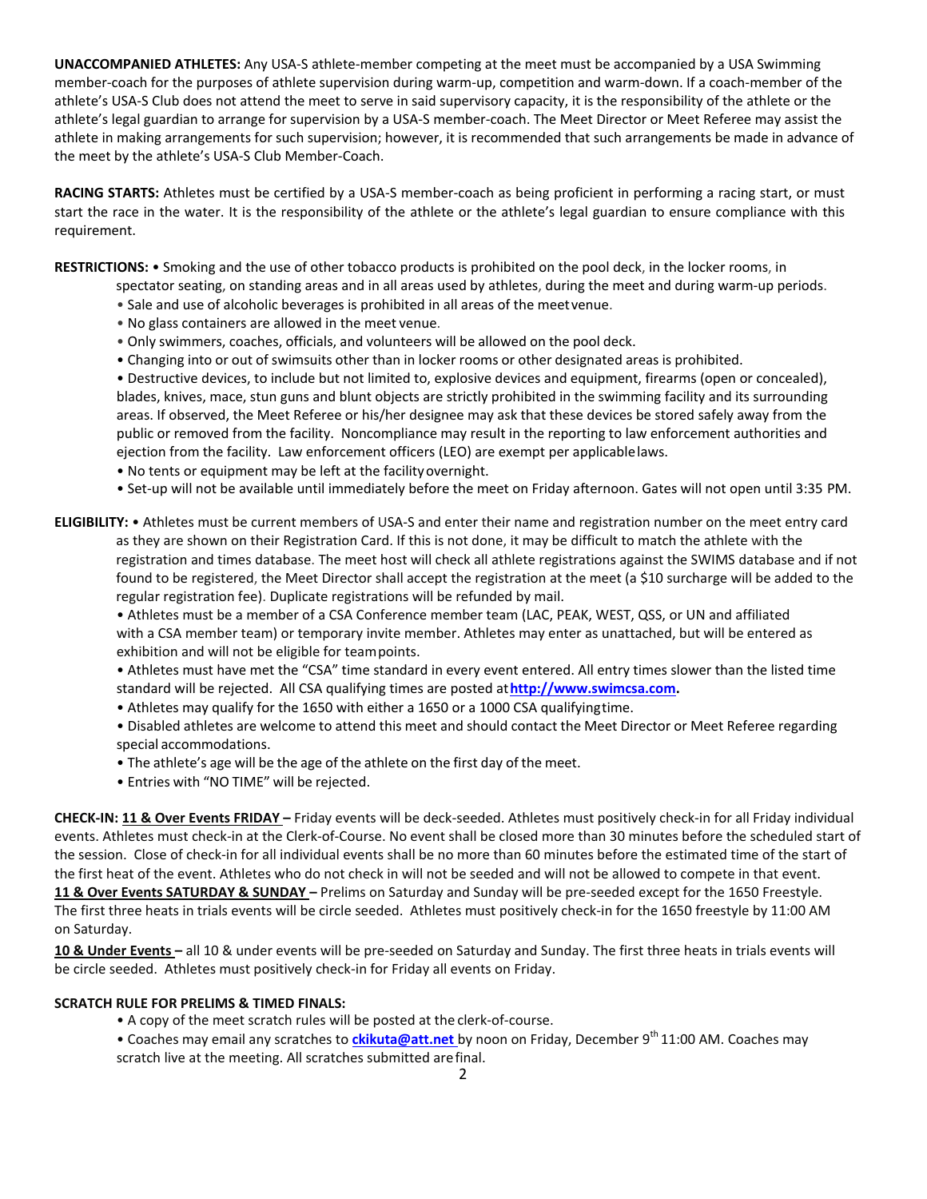**UNACCOMPANIED ATHLETES:** Any USA-S athlete-member competing at the meet must be accompanied by a USA Swimming member-coach for the purposes of athlete supervision during warm-up, competition and warm-down. If a coach-member of the athlete's USA-S Club does not attend the meet to serve in said supervisory capacity, it is the responsibility of the athlete or the athlete's legal guardian to arrange for supervision by a USA-S member-coach. The Meet Director or Meet Referee may assist the athlete in making arrangements for such supervision; however, it is recommended that such arrangements be made in advance of the meet by the athlete's USA-S Club Member-Coach.

**RACING STARTS:** Athletes must be certified by a USA-S member-coach as being proficient in performing a racing start, or must start the race in the water. It is the responsibility of the athlete or the athlete's legal guardian to ensure compliance with this requirement.

**RESTRICTIONS:**
- Smoking and the use of other tobacco products is prohibited on the pool deck, in the locker rooms, in spectator seating, on standing areas and in all areas used by athletes, during the meet and during warm-up periods.
- Sale and use of alcoholic beverages is prohibited in all areas of the meet venue.
- No glass containers are allowed in the meet venue.
- Only swimmers, coaches, officials, and volunteers will be allowed on the pool deck.
- Changing into or out of swimsuits other than in locker rooms or other designated areas is prohibited.
- Destructive devices, to include but not limited to, explosive devices and equipment, firearms (open or concealed), blades, knives, mace, stun guns and blunt objects are strictly prohibited in the swimming facility and its surrounding areas. If observed, the Meet Referee or his/her designee may ask that these devices be stored safely away from the public or removed from the facility. Noncompliance may result in the reporting to law enforcement authorities and ejection from the facility. Law enforcement officers (LEO) are exempt per applicable laws.
- No tents or equipment may be left at the facility overnight.
- Set-up will not be available until immediately before the meet on Friday afternoon. Gates will not open until 3:35 PM.

**ELIGIBILITY:**
- Athletes must be current members of USA-S and enter their name and registration number on the meet entry card as they are shown on their Registration Card. If this is not done, it may be difficult to match the athlete with the registration and times database. The meet host will check all athlete registrations against the SWIMS database and if not found to be registered, the Meet Director shall accept the registration at the meet (a $10 surcharge will be added to the regular registration fee). Duplicate registrations will be refunded by mail.
- Athletes must be a member of a CSA Conference member team (LAC, PEAK, WEST, QSS, or UN and affiliated with a CSA member team) or temporary invite member. Athletes may enter as unattached, but will be entered as exhibition and will not be eligible for team points.
- Athletes must have met the "CSA" time standard in every event entered. All entry times slower than the listed time standard will be rejected. All CSA qualifying times are posted at **[http://www.swimcsa.com](http://www.swimcsa.com).**
- Athletes may qualify for the 1650 with either a 1650 or a 1000 CSA qualifying time.
- Disabled athletes are welcome to attend this meet and should contact the Meet Director or Meet Referee regarding special accommodations.
- The athlete's age will be the age of the athlete on the first day of the meet.
- Entries with "NO TIME" will be rejected.

**CHECK-IN:** **<u>11 & Over Events FRIDAY</u> –** Friday events will be deck-seeded. Athletes must positively check-in for all Friday individual events. Athletes must check-in at the Clerk-of-Course. No event shall be closed more than 30 minutes before the scheduled start of the session. Close of check-in for all individual events shall be no more than 60 minutes before the estimated time of the start of the first heat of the event. Athletes who do not check in will not be seeded and will not be allowed to compete in that event.
**<u>11 & Over Events SATURDAY & SUNDAY</u> –** Prelims on Saturday and Sunday will be pre-seeded except for the 1650 Freestyle. The first three heats in trials events will be circle seeded. Athletes must positively check-in for the 1650 freestyle by 11:00 AM on Saturday.

**<u>10 & Under Events</u> –** all 10 & under events will be pre-seeded on Saturday and Sunday. The first three heats in trials events will be circle seeded. Athletes must positively check-in for Friday all events on Friday.

**SCRATCH RULE FOR PRELIMS & TIMED FINALS:**
- A copy of the meet scratch rules will be posted at the clerk-of-course.
- Coaches may email any scratches to **ckikuta@att.net** by noon on Friday, December 9th 11:00 AM. Coaches may scratch live at the meeting. All scratches submitted are final.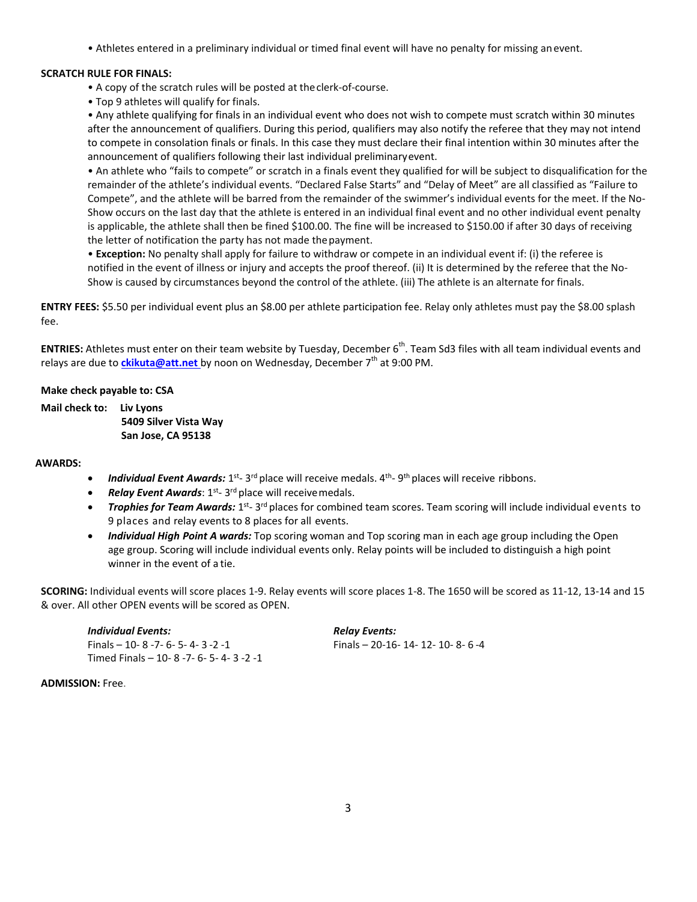- Athletes entered in a preliminary individual or timed final event will have no penalty for missing an event.

**SCRATCH RULE FOR FINALS:**

- A copy of the scratch rules will be posted at the clerk-of-course.
- Top 9 athletes will qualify for finals.
- Any athlete qualifying for finals in an individual event who does not wish to compete must scratch within 30 minutes after the announcement of qualifiers. During this period, qualifiers may also notify the referee that they may not intend to compete in consolation finals or finals. In this case they must declare their final intention within 30 minutes after the announcement of qualifiers following their last individual preliminary event.
- An athlete who "fails to compete" or scratch in a finals event they qualified for will be subject to disqualification for the remainder of the athlete's individual events. "Declared False Starts" and "Delay of Meet" are all classified as "Failure to Compete", and the athlete will be barred from the remainder of the swimmer's individual events for the meet. If the No-Show occurs on the last day that the athlete is entered in an individual final event and no other individual event penalty is applicable, the athlete shall then be fined $100.00. The fine will be increased to $150.00 if after 30 days of receiving the letter of notification the party has not made the payment.
- **Exception:** No penalty shall apply for failure to withdraw or compete in an individual event if: (i) the referee is notified in the event of illness or injury and accepts the proof thereof. (ii) It is determined by the referee that the No-Show is caused by circumstances beyond the control of the athlete. (iii) The athlete is an alternate for finals.

**ENTRY FEES:** $5.50 per individual event plus an $8.00 per athlete participation fee. Relay only athletes must pay the $8.00 splash fee.

**ENTRIES:** Athletes must enter on their team website by Tuesday, December 6th. Team Sd3 files with all team individual events and relays are due to **ckikuta@att.net** by noon on Wednesday, December 7th at 9:00 PM.

**Make check payable to: CSA**

**Mail check to: Liv Lyons**
**5409 Silver Vista Way**
**San Jose, CA 95138**

**AWARDS:**

- ***Individual Event Awards:*** 1st- 3rd place will receive medals. 4th- 9th places will receive ribbons.
- ***Relay Event Awards***: 1st- 3rd place will receive medals.
- ***Trophies for Team Awards:*** 1st- 3rd places for combined team scores. Team scoring will include individual events to 9 places and relay events to 8 places for all events.
- ***Individual High Point A wards:*** Top scoring woman and Top scoring man in each age group including the Open age group. Scoring will include individual events only. Relay points will be included to distinguish a high point winner in the event of a tie.

**SCORING:** Individual events will score places 1-9. Relay events will score places 1-8. The 1650 will be scored as 11-12, 13-14 and 15 & over. All other OPEN events will be scored as OPEN.

***Individual Events:***
Finals – 10- 8 -7- 6- 5- 4- 3 -2 -1
Timed Finals – 10- 8 -7- 6- 5- 4- 3 -2 -1

***Relay Events:***
Finals – 20-16- 14- 12- 10- 8- 6 -4

**ADMISSION:** Free.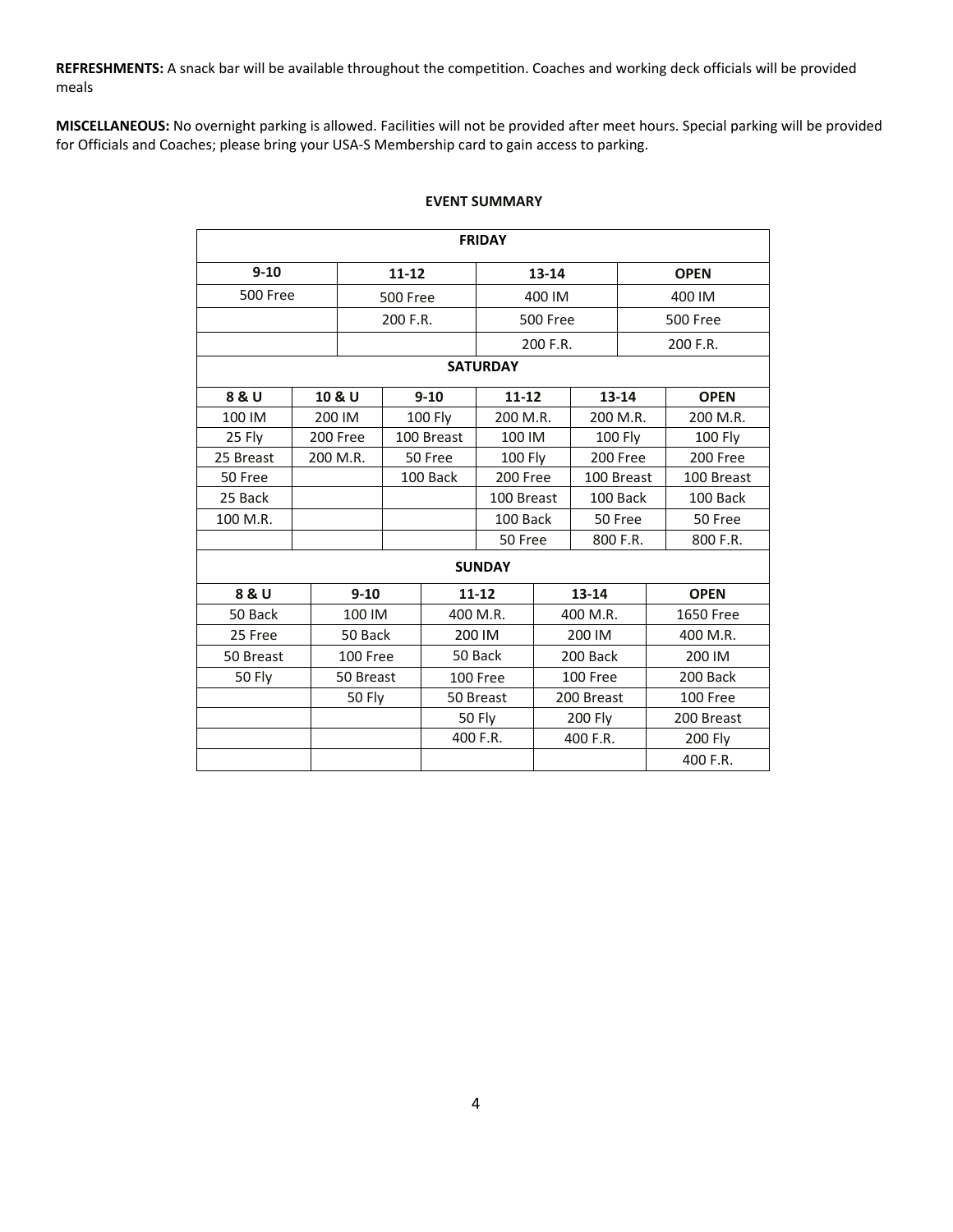**REFRESHMENTS:** A snack bar will be available throughout the competition. Coaches and working deck officials will be provided meals

**MISCELLANEOUS:** No overnight parking is allowed. Facilities will not be provided after meet hours. Special parking will be provided for Officials and Coaches; please bring your USA-S Membership card to gain access to parking.

**EVENT SUMMARY**

**FRIDAY**

| 9-10 | 11-12 | 13-14 | OPEN |
|---|---|---|---|
| 500 Free | 500 Free | 400 IM | 400 IM |
| | 200 F.R. | 500 Free | 500 Free |
| | | 200 F.R. | 200 F.R. |

**SATURDAY**

| 8 & U | 10 & U | 9-10 | 11-12 | 13-14 | OPEN |
|---|---|---|---|---|---|
| 100 IM | 200 IM | 100 Fly | 200 M.R. | 200 M.R. | 200 M.R. |
| 25 Fly | 200 Free | 100 Breast | 100 IM | 100 Fly | 100 Fly |
| 25 Breast | 200 M.R. | 50 Free | 100 Fly | 200 Free | 200 Free |
| 50 Free | | 100 Back | 200 Free | 100 Breast | 100 Breast |
| 25 Back | | | 100 Breast | 100 Back | 100 Back |
| 100 M.R. | | | 100 Back | 50 Free | 50 Free |
| | | | 50 Free | 800 F.R. | 800 F.R. |

**SUNDAY**

| 8 & U | 9-10 | 11-12 | 13-14 | OPEN |
|---|---|---|---|---|
| 50 Back | 100 IM | 400 M.R. | 400 M.R. | 1650 Free |
| 25 Free | 50 Back | 200 IM | 200 IM | 400 M.R. |
| 50 Breast | 100 Free | 50 Back | 200 Back | 200 IM |
| 50 Fly | 50 Breast | 100 Free | 100 Free | 200 Back |
| | 50 Fly | 50 Breast | 200 Breast | 100 Free |
| | | 50 Fly | 200 Fly | 200 Breast |
| | | 400 F.R. | 400 F.R. | 200 Fly |
| | | | | 400 F.R. |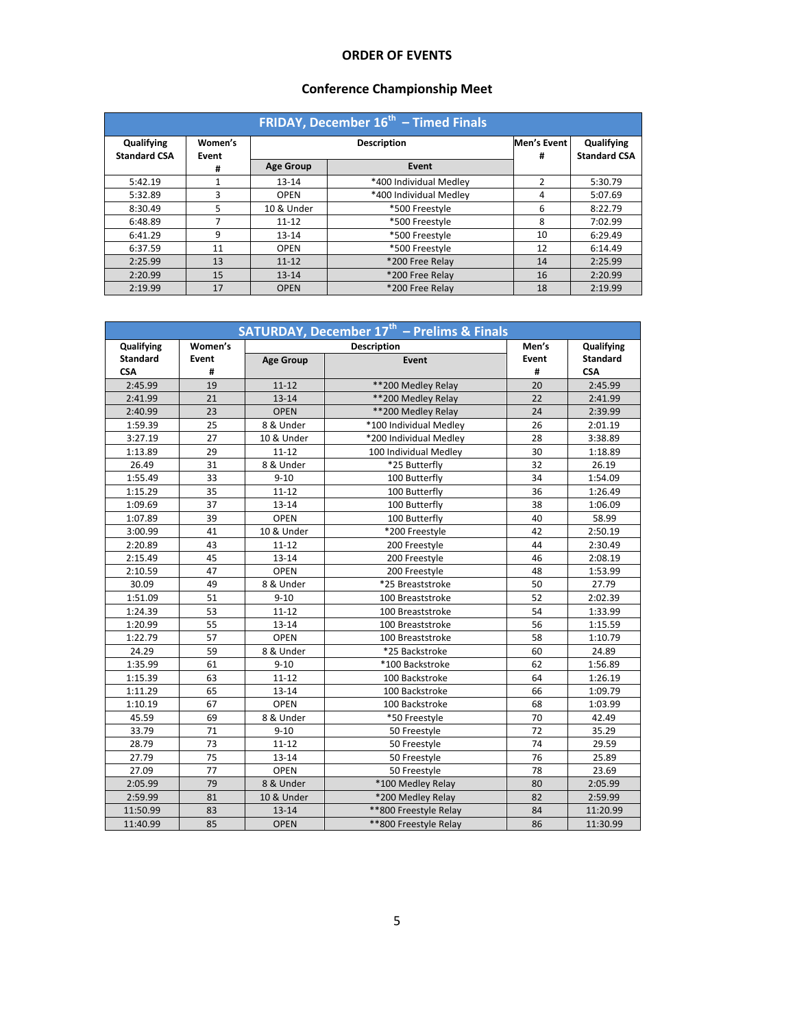# ORDER OF EVENTS

## Conference Championship Meet

| FRIDAY, December 16th – Timed Finals | | | | | |
|---|---|---|---|---|---|
| Qualifying Standard CSA | Women's Event # | Description | | Men's Event # | Qualifying Standard CSA |
| | | Age Group | Event | | |
| 5:42.19 | 1 | 13-14 | *400 Individual Medley | 2 | 5:30.79 |
| 5:32.89 | 3 | OPEN | *400 Individual Medley | 4 | 5:07.69 |
| 8:30.49 | 5 | 10 & Under | *500 Freestyle | 6 | 8:22.79 |
| 6:48.89 | 7 | 11-12 | *500 Freestyle | 8 | 7:02.99 |
| 6:41.29 | 9 | 13-14 | *500 Freestyle | 10 | 6:29.49 |
| 6:37.59 | 11 | OPEN | *500 Freestyle | 12 | 6:14.49 |
| 2:25.99 | 13 | 11-12 | *200 Free Relay | 14 | 2:25.99 |
| 2:20.99 | 15 | 13-14 | *200 Free Relay | 16 | 2:20.99 |
| 2:19.99 | 17 | OPEN | *200 Free Relay | 18 | 2:19.99 |

| SATURDAY, December 17th – Prelims & Finals | | | | | |
|---|---|---|---|---|---|
| Qualifying Standard CSA | Women's Event # | Description | | Men's Event # | Qualifying Standard CSA |
| | | Age Group | Event | | |
| 2:45.99 | 19 | 11-12 | **200 Medley Relay | 20 | 2:45.99 |
| 2:41.99 | 21 | 13-14 | **200 Medley Relay | 22 | 2:41.99 |
| 2:40.99 | 23 | OPEN | **200 Medley Relay | 24 | 2:39.99 |
| 1:59.39 | 25 | 8 & Under | *100 Individual Medley | 26 | 2:01.19 |
| 3:27.19 | 27 | 10 & Under | *200 Individual Medley | 28 | 3:38.89 |
| 1:13.89 | 29 | 11-12 | 100 Individual Medley | 30 | 1:18.89 |
| 26.49 | 31 | 8 & Under | *25 Butterfly | 32 | 26.19 |
| 1:55.49 | 33 | 9-10 | 100 Butterfly | 34 | 1:54.09 |
| 1:15.29 | 35 | 11-12 | 100 Butterfly | 36 | 1:26.49 |
| 1:09.69 | 37 | 13-14 | 100 Butterfly | 38 | 1:06.09 |
| 1:07.89 | 39 | OPEN | 100 Butterfly | 40 | 58.99 |
| 3:00.99 | 41 | 10 & Under | *200 Freestyle | 42 | 2:50.19 |
| 2:20.89 | 43 | 11-12 | 200 Freestyle | 44 | 2:30.49 |
| 2:15.49 | 45 | 13-14 | 200 Freestyle | 46 | 2:08.19 |
| 2:10.59 | 47 | OPEN | 200 Freestyle | 48 | 1:53.99 |
| 30.09 | 49 | 8 & Under | *25 Breaststroke | 50 | 27.79 |
| 1:51.09 | 51 | 9-10 | 100 Breaststroke | 52 | 2:02.39 |
| 1:24.39 | 53 | 11-12 | 100 Breaststroke | 54 | 1:33.99 |
| 1:20.99 | 55 | 13-14 | 100 Breaststroke | 56 | 1:15.59 |
| 1:22.79 | 57 | OPEN | 100 Breaststroke | 58 | 1:10.79 |
| 24.29 | 59 | 8 & Under | *25 Backstroke | 60 | 24.89 |
| 1:35.99 | 61 | 9-10 | *100 Backstroke | 62 | 1:56.89 |
| 1:15.39 | 63 | 11-12 | 100 Backstroke | 64 | 1:26.19 |
| 1:11.29 | 65 | 13-14 | 100 Backstroke | 66 | 1:09.79 |
| 1:10.19 | 67 | OPEN | 100 Backstroke | 68 | 1:03.99 |
| 45.59 | 69 | 8 & Under | *50 Freestyle | 70 | 42.49 |
| 33.79 | 71 | 9-10 | 50 Freestyle | 72 | 35.29 |
| 28.79 | 73 | 11-12 | 50 Freestyle | 74 | 29.59 |
| 27.79 | 75 | 13-14 | 50 Freestyle | 76 | 25.89 |
| 27.09 | 77 | OPEN | 50 Freestyle | 78 | 23.69 |
| 2:05.99 | 79 | 8 & Under | *100 Medley Relay | 80 | 2:05.99 |
| 2:59.99 | 81 | 10 & Under | *200 Medley Relay | 82 | 2:59.99 |
| 11:50.99 | 83 | 13-14 | **800 Freestyle Relay | 84 | 11:20.99 |
| 11:40.99 | 85 | OPEN | **800 Freestyle Relay | 86 | 11:30.99 |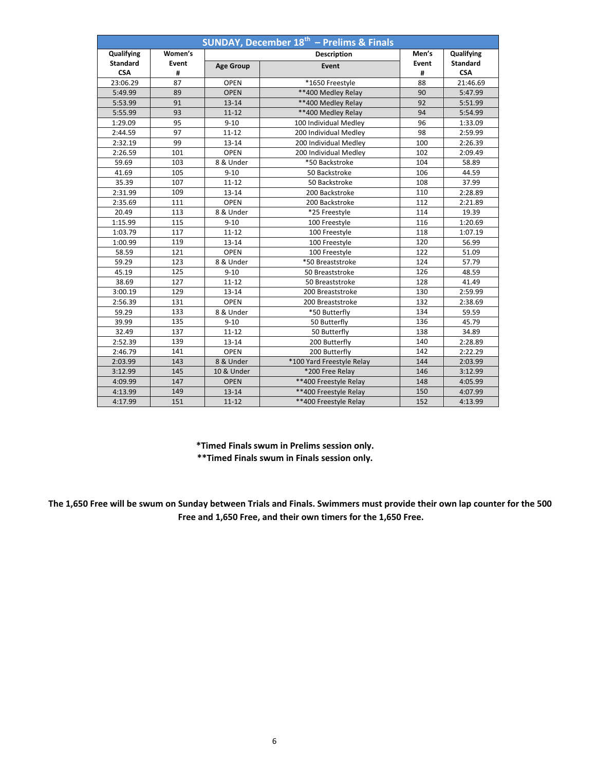| SUNDAY, December 18th – Prelims & Finals | | | | | |
|---|---|---|---|---|---|
| Qualifying Standard CSA | Women's Event # | Description | | Men's Event # | Qualifying Standard CSA |
| | | Age Group | Event | | |
| 23:06.29 | 87 | OPEN | *1650 Freestyle | 88 | 21:46.69 |
| 5:49.99 | 89 | OPEN | **400 Medley Relay | 90 | 5:47.99 |
| 5:53.99 | 91 | 13-14 | **400 Medley Relay | 92 | 5:51.99 |
| 5:55.99 | 93 | 11-12 | **400 Medley Relay | 94 | 5:54.99 |
| 1:29.09 | 95 | 9-10 | 100 Individual Medley | 96 | 1:33.09 |
| 2:44.59 | 97 | 11-12 | 200 Individual Medley | 98 | 2:59.99 |
| 2:32.19 | 99 | 13-14 | 200 Individual Medley | 100 | 2:26.39 |
| 2:26.59 | 101 | OPEN | 200 Individual Medley | 102 | 2:09.49 |
| 59.69 | 103 | 8 & Under | *50 Backstroke | 104 | 58.89 |
| 41.69 | 105 | 9-10 | 50 Backstroke | 106 | 44.59 |
| 35.39 | 107 | 11-12 | 50 Backstroke | 108 | 37.99 |
| 2:31.99 | 109 | 13-14 | 200 Backstroke | 110 | 2:28.89 |
| 2:35.69 | 111 | OPEN | 200 Backstroke | 112 | 2:21.89 |
| 20.49 | 113 | 8 & Under | *25 Freestyle | 114 | 19.39 |
| 1:15.99 | 115 | 9-10 | 100 Freestyle | 116 | 1:20.69 |
| 1:03.79 | 117 | 11-12 | 100 Freestyle | 118 | 1:07.19 |
| 1:00.99 | 119 | 13-14 | 100 Freestyle | 120 | 56.99 |
| 58.59 | 121 | OPEN | 100 Freestyle | 122 | 51.09 |
| 59.29 | 123 | 8 & Under | *50 Breaststroke | 124 | 57.79 |
| 45.19 | 125 | 9-10 | 50 Breaststroke | 126 | 48.59 |
| 38.69 | 127 | 11-12 | 50 Breaststroke | 128 | 41.49 |
| 3:00.19 | 129 | 13-14 | 200 Breaststroke | 130 | 2:59.99 |
| 2:56.39 | 131 | OPEN | 200 Breaststroke | 132 | 2:38.69 |
| 59.29 | 133 | 8 & Under | *50 Butterfly | 134 | 59.59 |
| 39.99 | 135 | 9-10 | 50 Butterfly | 136 | 45.79 |
| 32.49 | 137 | 11-12 | 50 Butterfly | 138 | 34.89 |
| 2:52.39 | 139 | 13-14 | 200 Butterfly | 140 | 2:28.89 |
| 2:46.79 | 141 | OPEN | 200 Butterfly | 142 | 2:22.29 |
| 2:03.99 | 143 | 8 & Under | *100 Yard Freestyle Relay | 144 | 2:03.99 |
| 3:12.99 | 145 | 10 & Under | *200 Free Relay | 146 | 3:12.99 |
| 4:09.99 | 147 | OPEN | **400 Freestyle Relay | 148 | 4:05.99 |
| 4:13.99 | 149 | 13-14 | **400 Freestyle Relay | 150 | 4:07.99 |
| 4:17.99 | 151 | 11-12 | **400 Freestyle Relay | 152 | 4:13.99 |

**\*Timed Finals swum in Prelims session only.**
**\*\*Timed Finals swum in Finals session only.**

**The 1,650 Free will be swum on Sunday between Trials and Finals. Swimmers must provide their own lap counter for the 500 Free and 1,650 Free, and their own timers for the 1,650 Free.**